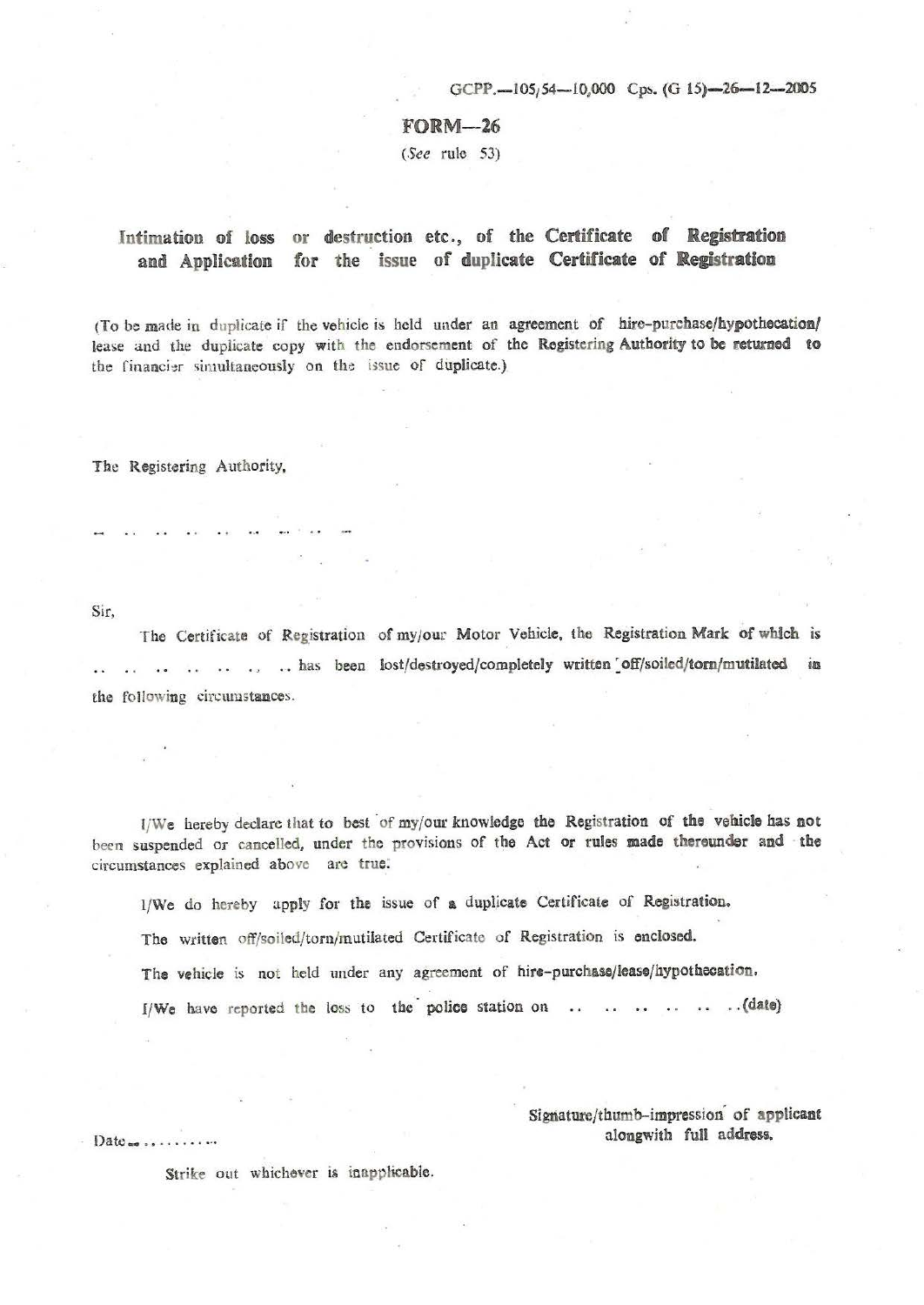GCPP.—105/54—10,000 Cps. (G 15)—26—12—2005

# FORM—26

(*See* rule 53)

## Intimation of loss or destruction etc., of the Certificate of Registration and Application for the issue of duplicate Certificate of Registration

(To be made in duplicate if the vehicle is held under an agreement of hire-purchase/hypothecation/ lease and the duplicate copy with the endorsement of the Registering Authority to be returned to the financier simultaneously on the issue of duplicate.)

The Registering Authority,

.. .. .. .. .. .. .. .. ..

Sir,

The Certificate of Registration of my/our Motor Vehicle, the Registration Mark of which is .. .. .. .. .. .. .. has been lost/destroyed/completely written off/soiled/torn/mutilated in the following circumstances.

I/We hereby declare that to best of my/our knowledge the Registration of the vehicle has not been suspended or cancelled, under the provisions of the Act or rules made thereunder and the circumstances explained above are true.

I/We do hereby apply for the issue of a duplicate Certificate of Registration.

The written off/soiled/torn/mutilated Certificate of Registration is enclosed.

The vehicle is not held under any agreement of hire-purchase/lease/hypothecation.

I/We have reported the loss to the police station on .. .. .. .. .. ..(date)

Date.. .........

Signature/thumb-impression of applicant alongwith full address.

Strike out whichever is inapplicable.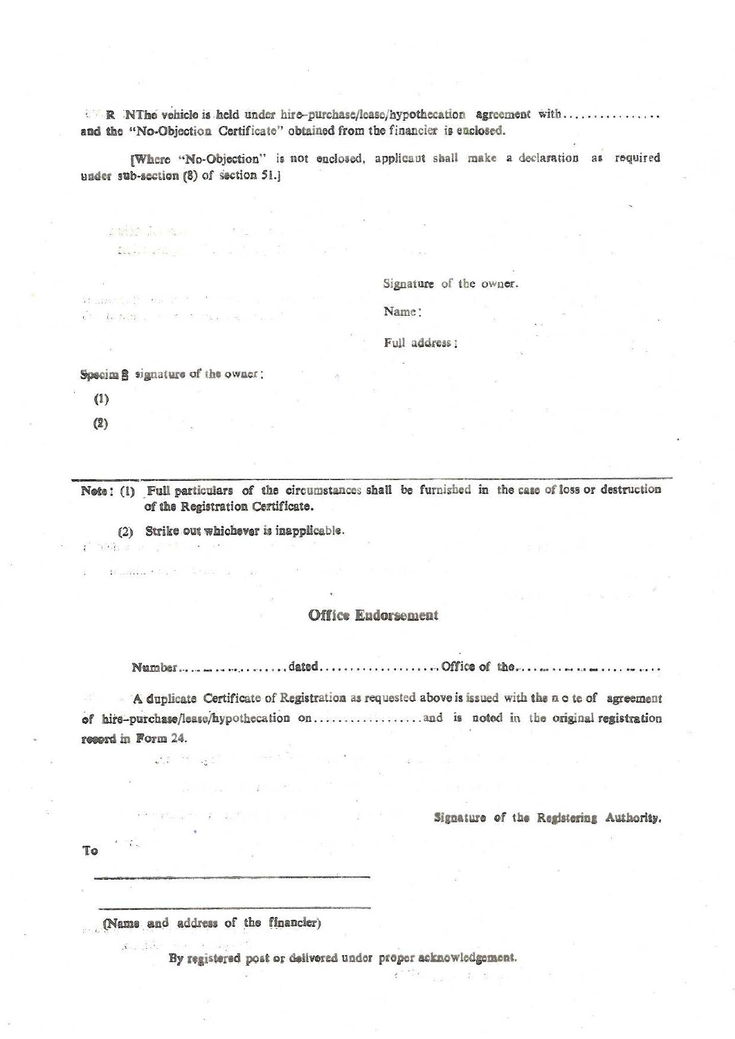R NThe vehicle is held under hire-purchase/lease/hypothecation agreement with............... and the "No-Objection Certificate" obtained from the financier is enclosed.

[Where "No-Objection" is not enclosed, applicant shall make a declaration as required under sub-section (8) of section 51.]

Signature of the owner.

Name:

Full address:

Specim§ signature of the owner:

(1)

(2)

---

Note: (1) Full particulars of the circumstances shall be furnished in the case of loss or destruction of the Registration Certificate.

(2) Strike out whichever is inapplicable.

## Office Endorsement

Number.....................dated..................Office of the.......................

A duplicate Certificate of Registration as requested above is issued with the n o te of agreement of hire-purchase/lease/hypothecation on.................and is noted in the original registration record in Form 24.

Signature of the Registering Authority.

To

\_\_\_\_\_\_\_\_\_\_\_\_\_\_\_\_\_\_\_\_\_\_\_\_\_\_\_\_\_\_\_\_\_\_\_\_

\_\_\_\_\_\_\_\_\_\_\_\_\_\_\_\_\_\_\_\_\_\_\_\_\_\_\_\_\_\_\_\_\_\_\_\_

(Name and address of the financier)

By registered post or delivered under proper acknowledgement.